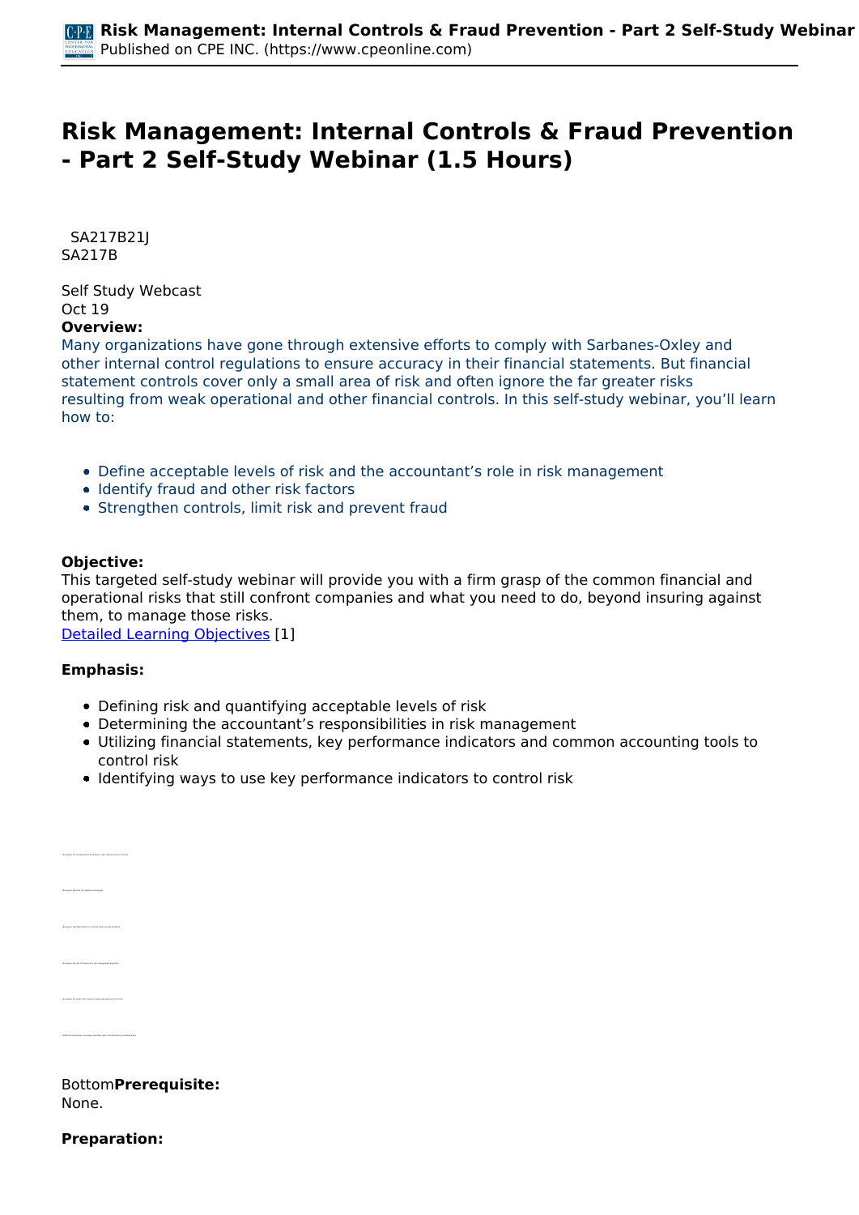# Risk Management: Internal Controls & Fraud Prevention - Part 2 Self-Study Webinar (1.5 Hours)

SA217B21J
SA217B

Self Study Webcast
Oct 19

**Overview:**

Many organizations have gone through extensive efforts to comply with Sarbanes-Oxley and other internal control regulations to ensure accuracy in their financial statements. But financial statement controls cover only a small area of risk and often ignore the far greater risks resulting from weak operational and other financial controls. In this self-study webinar, you'll learn how to:

- Define acceptable levels of risk and the accountant's role in risk management
- Identify fraud and other risk factors
- Strengthen controls, limit risk and prevent fraud

**Objective:**

This targeted self-study webinar will provide you with a firm grasp of the common financial and operational risks that still confront companies and what you need to do, beyond insuring against them, to manage those risks.
Detailed Learning Objectives [1]

**Emphasis:**

- Defining risk and quantifying acceptable levels of risk
- Determining the accountant's responsibilities in risk management
- Utilizing financial statements, key performance indicators and common accounting tools to control risk
- Identifying ways to use key performance indicators to control risk

Bottom**Prerequisite:**
None.

**Preparation:**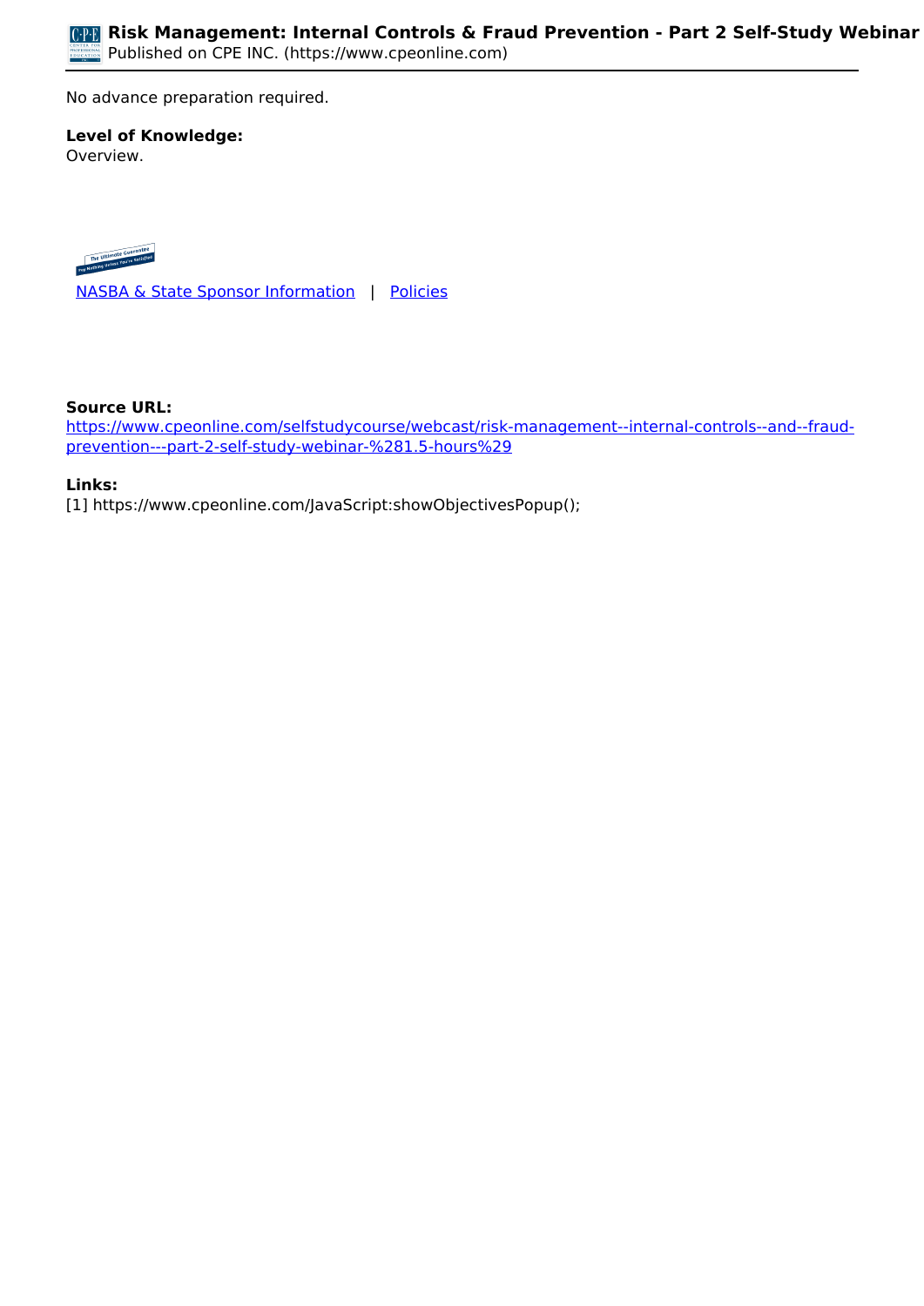No advance preparation required.

**Level of Knowledge:**
Overview.

NASBA & State Sponsor Information | Policies

**Source URL:**
https://www.cpeonline.com/selfstudycourse/webcast/risk-management--internal-controls--and--fraud-prevention---part-2-self-study-webinar-%281.5-hours%29

**Links:**
[1] https://www.cpeonline.com/JavaScript:showObjectivesPopup();